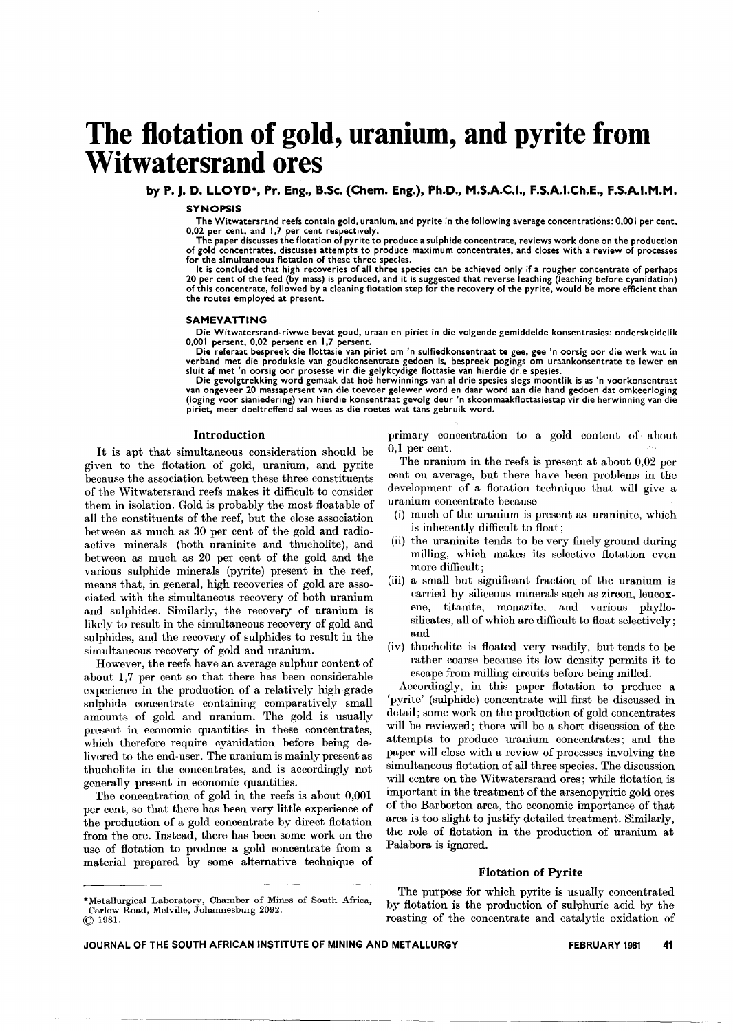# The flotation of gold, uranium, and pyrite from Witwatersrand ores

**by P. J. D. LLOYD\*, Pr. Eng., B.Sc. (Chem. Eng.), Ph.D., M.S.A.C.I., F.S.A.I.Ch.E., F.S.A.I.M.M.**

### SYNOPSIS

The Witwatersrand reefs contain gold, uranium, and pyrite in the following average concentrations: 0,001 per cent, 0,02 per cent, and 1,7 per cent respectively.

The paper discusses the flotation of pyrite to produce a sulphide concentrate, reviews work done on the production of gold concentrates, discusses attempts to produce maximum concentrates, and closes with a review of processes for the simultaneous flotation of these three species.

It is concluded that high recoveries of all three species can be achieved only if a rougher concentrate of perhaps 20 per cent of the feed (by mass) is produced, and it is suggested that reverse leaching (leaching before cyanidation) of this concentrate, followed by a cleaning flotation step for the recovery of the pyrite, would be more efficient than the routes employed at present.

### SAMEVATTING

Die Witwatersrand-riwwe bevat goud, uraan en piriet in die volgende gemiddelde konsentrasies: onderskeidelik 0,001 persent, 0,02 persent en 1,7 persent.

Die referaat bespreek die flottasie van piriet om 'n sulfiedkonsentraat te gee, gee 'n oorsig oor die werk wat in verband met die produksie van goudkonsentrate gedoen is, bespreek pogings om uraankonsentrate te lewer en sluit af met 'n oorsig oor prosesse vir die gelyktydige flottasie van hierdie drie spesies.

Die gevolgtrekking word gemaak dat hoë herwinnings van al drie spesies slegs moontlik is as 'n voorkonsentraat van ongeveer 20 massapersent van die toevoer gelewer word en daar word aan die hand gedoen dat omkeerloging (loging voor sianiedering) van hierdie konsentraat gevolg deur 'n skoonmaakflottasiestap vir die herwinning van die piriet, meer doeltreffend sal wees as die roetes wat tans gebruik word.

## Introduction

It is apt that simultaneous consideration should be given to the flotation of gold, uranium, and pyrite because the association between these three constituents of the Witwatersrand reefs makes it difficult to consider them in isolation. Gold is probably the most floatable of all the constituents of the reef, but the close association between as much as 30 per cent of the gold and radioactive minerals (both uraninite and thucholite), and between as much as 20 per cent of the gold and the various sulphide minerals (pyrite) present in the reef, means that, in general, high recoveries of gold are associated with the simultaneous recovery of both uranium and sulphides. Similarly, the recovery of uranium is likely to result in the simultaneous recovery of gold and sulphides, and the recovery of sulphides to result in the simultaneous recovery of gold and uranium.

However, the reefs have an average sulphur content of about 1,7 per cent so that there has been considerable experience in the production of a relatively high-grade sulphide concentrate containing comparatively small amounts of gold and uranium. The gold is usually present in economic quantities in these concentrates, which therefore require cyanidation before being delivered to the end-user. The uranium is mainly present as thucholite in the concentrates, and is accordingly not generally present in economic quantities.

The concentration of gold in the reefs is about 0,001 per cent, so that there has been very little experience of the production of a gold concentrate by direct flotation from the ore. Instead, there has been some work on the use of flotation to produce a gold concentrate from a material prepared by some alternative technique of primary concentration to a gold content of about 0,1 per cent.

The uranium in the reefs is present at about 0,02 per cent on average, but there have been problems in the development of a flotation technique that will give a uranium concentrate because

(i) much of the uranium is present as uraninite, which is inherently difficult to float;
(ii) the uraninite tends to be very finely ground during milling, which makes its selective flotation even more difficult;
(iii) a small but significant fraction of the uranium is carried by siliceous minerals such as zircon, leucoxene, titanite, monazite, and various phyllosilicates, all of which are difficult to float selectively; and
(iv) thucholite is floated very readily, but tends to be rather coarse because its low density permits it to escape from milling circuits before being milled.

Accordingly, in this paper flotation to produce a 'pyrite' (sulphide) concentrate will first be discussed in detail; some work on the production of gold concentrates will be reviewed; there will be a short discussion of the attempts to produce uranium concentrates; and the paper will close with a review of processes involving the simultaneous flotation of all three species. The discussion will centre on the Witwatersrand ores; while flotation is important in the treatment of the arsenopyritic gold ores of the Barberton area, the economic importance of that area is too slight to justify detailed treatment. Similarly, the role of flotation in the production of uranium at Palabora is ignored.

## Flotation of Pyrite

The purpose for which pyrite is usually concentrated by flotation is the production of sulphuric acid by the roasting of the concentrate and catalytic oxidation of

---

\*Metallurgical Laboratory, Chamber of Mines of South Africa, Carlow Road, Melville, Johannesburg 2092.
© 1981.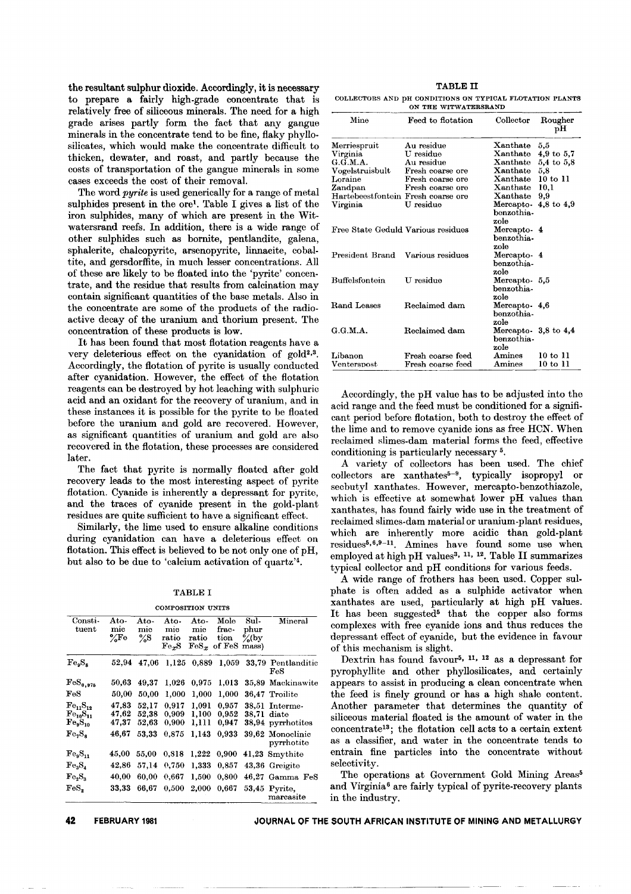the resultant sulphur dioxide. Accordingly, it is necessary to prepare a fairly high-grade concentrate that is relatively free of siliceous minerals. The need for a high grade arises partly form the fact that any gangue minerals in the concentrate tend to be fine, flaky phyllosilicates, which would make the concentrate difficult to thicken, dewater, and roast, and partly because the costs of transportation of the gangue minerals in some cases exceeds the cost of their removal.

The word *pyrite* is used generically for a range of metal sulphides present in the ore[1]. Table I gives a list of the iron sulphides, many of which are present in the Witwatersrand reefs. In addition, there is a wide range of other sulphides such as bornite, pentlandite, galena, sphalerite, chalcopyrite, arsenopyrite, linnaeite, cobaltite, and gersdorffite, in much lesser concentrations. All of these are likely to be floated into the 'pyrite' concentrate, and the residue that results from calcination may contain significant quantities of the base metals. Also in the concentrate are some of the products of the radioactive decay of the uranium and thorium present. The concentration of these products is low.

It has been found that most flotation reagents have a very deleterious effect on the cyanidation of gold[2,3]. Accordingly, the flotation of pyrite is usually conducted after cyanidation. However, the effect of the flotation reagents can be destroyed by hot leaching with sulphuric acid and an oxidant for the recovery of uranium, and in these instances it is possible for the pyrite to be floated before the uranium and gold are recovered. However, as significant quantities of uranium and gold are also recovered in the flotation, these processes are considered later.

The fact that pyrite is normally floated after gold recovery leads to the most interesting aspect of pyrite flotation. Cyanide is inherently a depressant for pyrite, and the traces of cyanide present in the gold-plant residues are quite sufficient to have a significant effect.

Similarly, the lime used to ensure alkaline conditions during cyanidation can have a deleterious effect on flotation. This effect is believed to be not only one of pH, but also to be due to 'calcium activation of quartz'[4].

TABLE I

COMPOSITION UNITS

| Constituent | Atomic %Fe | Atomic %S | Atomic ratio $Fe_xS$ | Atomic ratio $FeS_x$ | Mole fraction of FeS | Sulphur % (by mass) | Mineral |
|---|---|---|---|---|---|---|---|
| $Fe_9S_8$ | 52,94 | 47,06 | 1,125 | 0,889 | 1,059 | 33,79 | Pentlanditic FeS |
| $FeS_{0,975}$ | 50,63 | 49,37 | 1,026 | 0,975 | 1,013 | 35,89 | Mackinawite |
| FeS | 50,00 | 50,00 | 1,000 | 1,000 | 1,000 | 36,47 | Troilite |
| $Fe_{11}S_{12}$ | 47,83 | 52,17 | 0,917 | 1,091 | 0,957 | 38,51 | Intermediate pyrrhotites |
| $Fe_{10}S_{11}$ | 47,62 | 52,38 | 0,909 | 1,100 | 0,952 | 38,71 | |
| $Fe_9S_{10}$ | 47,37 | 52,63 | 0,900 | 1,111 | 0,947 | 38,94 | |
| $Fe_7S_8$ | 46,67 | 53,33 | 0,875 | 1,143 | 0,933 | 39,62 | Monoclinic pyrrhotite |
| $Fe_9S_{11}$ | 45,00 | 55,00 | 0,818 | 1,222 | 0,900 | 41,23 | Smythite |
| $Fe_3S_4$ | 42,86 | 57,14 | 0,750 | 1,333 | 0,857 | 43,36 | Greigite |
| $Fe_2S_3$ | 40,00 | 60,00 | 0,667 | 1,500 | 0,800 | 46,27 | Gamma FeS |
| $FeS_2$ | 33,33 | 66,67 | 0,500 | 2,000 | 0,667 | 53,45 | Pyrite, marcasite |

TABLE II

COLLECTORS AND pH CONDITIONS ON TYPICAL FLOTATION PLANTS ON THE WITWATERSRAND

| Mine | Feed to flotation | Collector | Rougher pH |
|---|---|---|---|
| Merriespruit | Au residue | Xanthate | 5,5 |
| Virginia | U residue | Xanthate | 4,9 to 5,7 |
| G.G.M.A. | Au residue | Xanthate | 5,4 to 5,8 |
| Vogelstruisbult | Fresh coarse ore | Xanthate | 5,8 |
| Loraine | Fresh coarse ore | Xanthate | 10 to 11 |
| Zandpan | Fresh coarse ore | Xanthate | 10,1 |
| Hartebeestfontein | Fresh coarse ore | Xanthate | 9,9 |
| Virginia | U residue | Mercapto-benzothiazole | 4,8 to 4,9 |
| Free State Geduld | Various residues | Mercapto-benzothiazole | 4 |
| President Brand | Various residues | Mercapto-benzothiazole | 4 |
| Buffelsfontein | U residue | Mercapto-benzothiazole | 5,5 |
| Rand Leases | Reclaimed dam | Mercapto-benzothiazole | 4,6 |
| G.G.M.A. | Reclaimed dam | Mercapto-benzothiazole | 3,8 to 4,4 |
| Libanon | Fresh coarse feed | Amines | 10 to 11 |
| Venterspost | Fresh coarse feed | Amines | 10 to 11 |

Accordingly, the pH value has to be adjusted into the acid range and the feed must be conditioned for a significant period before flotation, both to destroy the effect of the lime and to remove cyanide ions as free HCN. When reclaimed slimes-dam material forms the feed, effective conditioning is particularly necessary[5].

A variety of collectors has been used. The chief collectors are xanthates[5-9], typically isopropyl or secbutyl xanthates. However, mercapto-benzothiazole, which is effective at somewhat lower pH values than xanthates, has found fairly wide use in the treatment of reclaimed slimes-dam material or uranium-plant residues, which are inherently more acidic than gold-plant residues[5,6,9-11]. Amines have found some use when employed at high pH values[3,11,12]. Table II summarizes typical collector and pH conditions for various feeds.

A wide range of frothers has been used. Copper sulphate is often added as a sulphide activator when xanthates are used, particularly at high pH values. It has been suggested[5] that the copper also forms complexes with free cyanide ions and thus reduces the depressant effect of cyanide, but the evidence in favour of this mechanism is slight.

Dextrin has found favour[5,11,12] as a depressant for pyrophyllite and other phyllosilicates, and certainly appears to assist in producing a clean concentrate when the feed is finely ground or has a high shale content. Another parameter that determines the quantity of siliceous material floated is the amount of water in the concentrate[13]; the flotation cell acts to a certain extent as a classifier, and water in the concentrate tends to entrain fine particles into the concentrate without selectivity.

The operations at Government Gold Mining Areas[5] and Virginia[6] are fairly typical of pyrite-recovery plants in the industry.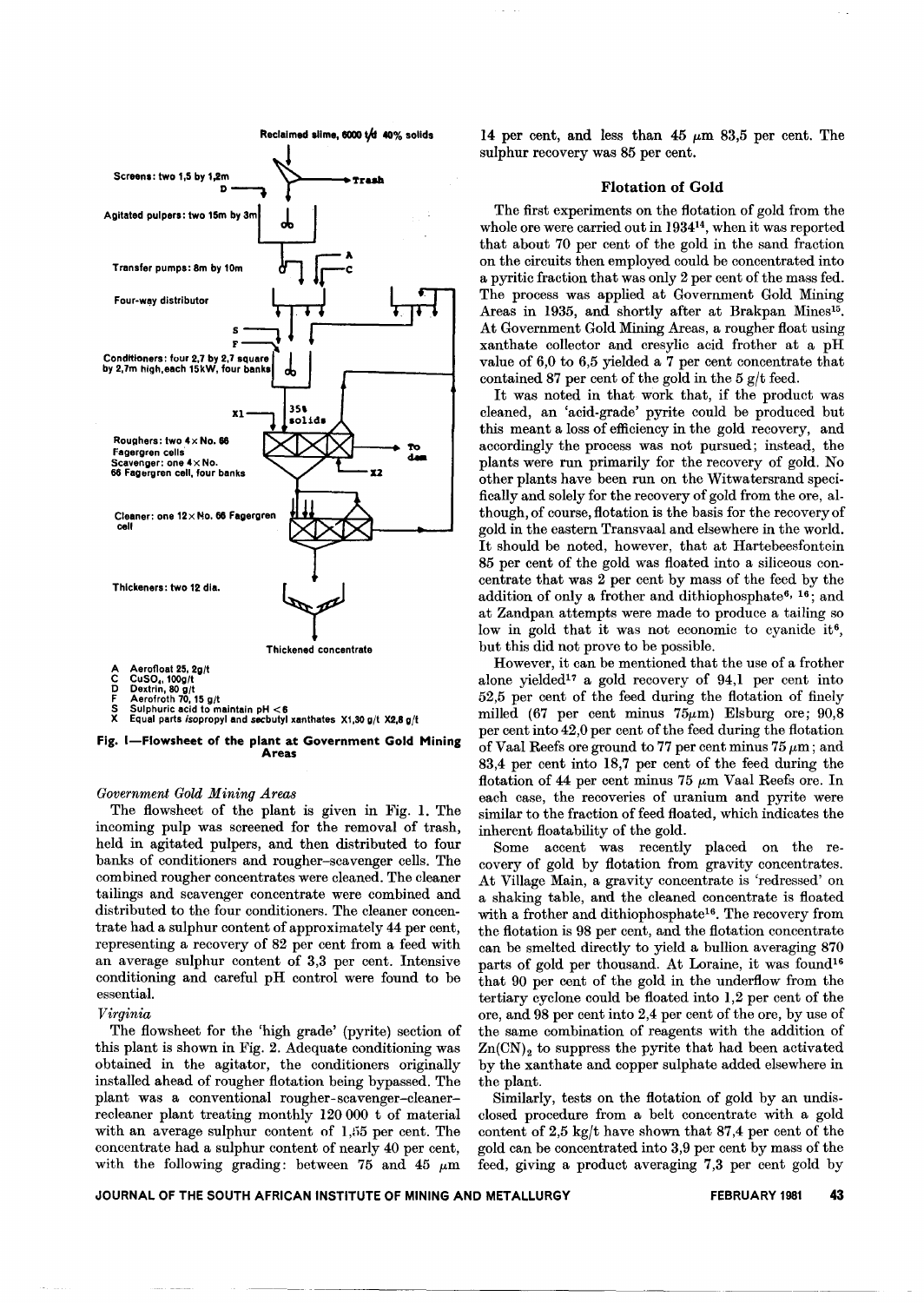Reclaimed slime, 6000 t/d 40% solids

Screens: two 1,5 by 1,2m

Trash

Agitated pulpers: two 15m by 3m

Transfer pumps: 8m by 10m

Four-way distributor

Conditioners: four 2,7 by 2,7 square by 2,7m high, each 15kW, four banks

35% solids

Roughers: two 4 × No. 66 Fagergren cells
Scavenger: one 4 × No. 66 Fagergren cell, four banks

To dam

Cleaner: one 12 × No. 66 Fagergren cell

Thickeners: two 12 dia.

Thickened concentrate

A Aerofloat 25, 2g/t
C $CuSO_4$, 100g/t
D Dextrin, 80 g/t
F Aerofroth 70, 15 g/t
S Sulphuric acid to maintain pH <6
X Equal parts isopropyl and secbutyl xanthates X1, 30 g/t X2, 8 g/t

**Fig. 1—Flowsheet of the plant at Government Gold Mining Areas**

*Government Gold Mining Areas*

The flowsheet of the plant is given in Fig. 1. The incoming pulp was screened for the removal of trash, held in agitated pulpers, and then distributed to four banks of conditioners and rougher-scavenger cells. The combined rougher concentrates were cleaned. The cleaner tailings and scavenger concentrate were combined and distributed to the four conditioners. The cleaner concentrate had a sulphur content of approximately 44 per cent, representing a recovery of 82 per cent from a feed with an average sulphur content of 3,3 per cent. Intensive conditioning and careful pH control were found to be essential.

*Virginia*

The flowsheet for the 'high grade' (pyrite) section of this plant is shown in Fig. 2. Adequate conditioning was obtained in the agitator, the conditioners originally installed ahead of rougher flotation being bypassed. The plant was a conventional rougher-scavenger-cleaner-recleaner plant treating monthly 120 000 t of material with an average sulphur content of 1,55 per cent. The concentrate had a sulphur content of nearly 40 per cent, with the following grading: between 75 and 45 μm 14 per cent, and less than 45 μm 83,5 per cent. The sulphur recovery was 85 per cent.

## Flotation of Gold

The first experiments on the flotation of gold from the whole ore were carried out in 1934[14], when it was reported that about 70 per cent of the gold in the sand fraction on the circuits then employed could be concentrated into a pyritic fraction that was only 2 per cent of the mass fed. The process was applied at Government Gold Mining Areas in 1935, and shortly after at Brakpan Mines[15]. At Government Gold Mining Areas, a rougher float using xanthate collector and cresylic acid frother at a pH value of 6,0 to 6,5 yielded a 7 per cent concentrate that contained 87 per cent of the gold in the 5 g/t feed.

It was noted in that work that, if the product was cleaned, an 'acid-grade' pyrite could be produced but this meant a loss of efficiency in the gold recovery, and accordingly the process was not pursued; instead, the plants were run primarily for the recovery of gold. No other plants have been run on the Witwatersrand specifically and solely for the recovery of gold from the ore, although, of course, flotation is the basis for the recovery of gold in the eastern Transvaal and elsewhere in the world. It should be noted, however, that at Hartebeesfontein 85 per cent of the gold was floated into a siliceous concentrate that was 2 per cent by mass of the feed by the addition of only a frother and dithiophosphate[6, 16]; and at Zandpan attempts were made to produce a tailing so low in gold that it was not economic to cyanide it[6], but this did not prove to be possible.

However, it can be mentioned that the use of a frother alone yielded[17] a gold recovery of 94,1 per cent into 52,5 per cent of the feed during the flotation of finely milled (67 per cent minus 75μm) Elsburg ore; 90,8 per cent into 42,0 per cent of the feed during the flotation of Vaal Reefs ore ground to 77 per cent minus 75 μm; and 83,4 per cent into 18,7 per cent of the feed during the flotation of 44 per cent minus 75 μm Vaal Reefs ore. In each case, the recoveries of uranium and pyrite were similar to the fraction of feed floated, which indicates the inherent floatability of the gold.

Some accent was recently placed on the recovery of gold by flotation from gravity concentrates. At Village Main, a gravity concentrate is 'redressed' on a shaking table, and the cleaned concentrate is floated with a frother and dithiophosphate[16]. The recovery from the flotation is 98 per cent, and the flotation concentrate can be smelted directly to yield a bullion averaging 870 parts of gold per thousand. At Loraine, it was found[16] that 90 per cent of the gold in the underflow from the tertiary cyclone could be floated into 1,2 per cent of the ore, and 98 per cent into 2,4 per cent of the ore, by use of the same combination of reagents with the addition of $Zn(CN)_2$ to suppress the pyrite that had been activated by the xanthate and copper sulphate added elsewhere in the plant.

Similarly, tests on the flotation of gold by an undisclosed procedure from a belt concentrate with a gold content of 2,5 kg/t have shown that 87,4 per cent of the gold can be concentrated into 3,9 per cent by mass of the feed, giving a product averaging 7,3 per cent gold by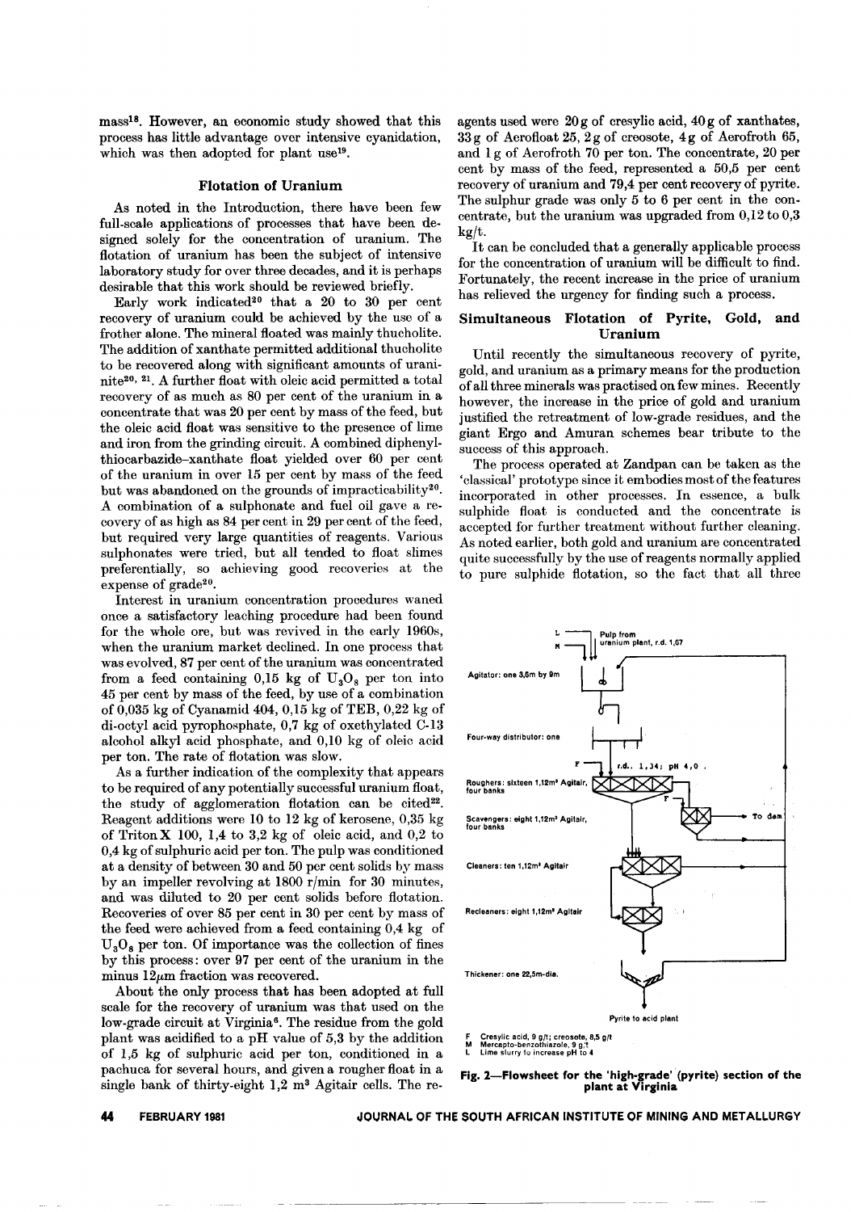mass[18]. However, an economic study showed that this process has little advantage over intensive cyanidation, which was then adopted for plant use[19].

## Flotation of Uranium

As noted in the Introduction, there have been few full-scale applications of processes that have been designed solely for the concentration of uranium. The flotation of uranium has been the subject of intensive laboratory study for over three decades, and it is perhaps desirable that this work should be reviewed briefly.

Early work indicated[20] that a 20 to 30 per cent recovery of uranium could be achieved by the use of a frother alone. The mineral floated was mainly thucholite. The addition of xanthate permitted additional thucholite to be recovered along with significant amounts of uraninite[20, 21]. A further float with oleic acid permitted a total recovery of as much as 80 per cent of the uranium in a concentrate that was 20 per cent by mass of the feed, but the oleic acid float was sensitive to the presence of lime and iron from the grinding circuit. A combined diphenylthiocarbazide–xanthate float yielded over 60 per cent of the uranium in over 15 per cent by mass of the feed but was abandoned on the grounds of impracticability[20]. A combination of a sulphonate and fuel oil gave a recovery of as high as 84 per cent in 29 per cent of the feed, but required very large quantities of reagents. Various sulphonates were tried, but all tended to float slimes preferentially, so achieving good recoveries at the expense of grade[20].

Interest in uranium concentration procedures waned once a satisfactory leaching procedure had been found for the whole ore, but was revived in the early 1960s, when the uranium market declined. In one process that was evolved, 87 per cent of the uranium was concentrated from a feed containing 0,15 kg of $U_3O_8$ per ton into 45 per cent by mass of the feed, by use of a combination of 0,035 kg of Cyanamid 404, 0,15 kg of TEB, 0,22 kg of di-octyl acid pyrophosphate, 0,7 kg of oxethylated C-13 alcohol alkyl acid phosphate, and 0,10 kg of oleic acid per ton. The rate of flotation was slow.

As a further indication of the complexity that appears to be required of any potentially successful uranium float, the study of agglomeration flotation can be cited[22]. Reagent additions were 10 to 12 kg of kerosene, 0,35 kg of Triton X 100, 1,4 to 3,2 kg of oleic acid, and 0,2 to 0,4 kg of sulphuric acid per ton. The pulp was conditioned at a density of between 30 and 50 per cent solids by mass by an impeller revolving at 1800 r/min for 30 minutes, and was diluted to 20 per cent solids before flotation. Recoveries of over 85 per cent in 30 per cent by mass of the feed were achieved from a feed containing 0,4 kg of $U_3O_8$ per ton. Of importance was the collection of fines by this process: over 97 per cent of the uranium in the minus 12μm fraction was recovered.

About the only process that has been adopted at full scale for the recovery of uranium was that used on the low-grade circuit at Virginia[6]. The residue from the gold plant was acidified to a pH value of 5,3 by the addition of 1,5 kg of sulphuric acid per ton, conditioned in a pachuca for several hours, and given a rougher float in a single bank of thirty-eight 1,2 m³ Agitair cells. The reagents used were 20 g of cresylic acid, 40 g of xanthates, 33 g of Aerofloat 25, 2 g of creosote, 4 g of Aerofroth 65, and 1 g of Aerofroth 70 per ton. The concentrate, 20 per cent by mass of the feed, represented a 50,5 per cent recovery of uranium and 79,4 per cent recovery of pyrite. The sulphur grade was only 5 to 6 per cent in the concentrate, but the uranium was upgraded from 0,12 to 0,3 kg/t.

It can be concluded that a generally applicable process for the concentration of uranium will be difficult to find. Fortunately, the recent increase in the price of uranium has relieved the urgency for finding such a process.

## Simultaneous Flotation of Pyrite, Gold, and Uranium

Until recently the simultaneous recovery of pyrite, gold, and uranium as a primary means for the production of all three minerals was practised on few mines. Recently however, the increase in the price of gold and uranium justified the retreatment of low-grade residues, and the giant Ergo and Amuran schemes bear tribute to the success of this approach.

The process operated at Zandpan can be taken as the 'classical' prototype since it embodies most of the features incorporated in other processes. In essence, a bulk sulphide float is conducted and the concentrate is accepted for further treatment without further cleaning. As noted earlier, both gold and uranium are concentrated quite successfully by the use of reagents normally applied to pure sulphide flotation, so the fact that all three

L, M — Pulp from uranium plant, r.d. 1,67

Agitator: one 3,5m by 9m

Four-way distributor: one

F — r.d. 1,34; pH 4,0

Roughers: sixteen 1,12m³ Agitair, four banks

Scavengers: eight 1,12m³ Agitair, four banks — To dam

Cleaners: ten 1,12m³ Agitair

Recleaners: eight 1,12m³ Agitair

Thickener: one 22,5m-dia.

Pyrite to acid plant

F Cresylic acid, 9 g/t; creosote, 8,5 g/t
M Mercapto-benzothiazole, 9 g/t
L Lime slurry to increase pH to 4

Fig. 2—Flowsheet for the 'high-grade' (pyrite) section of the plant at Virginia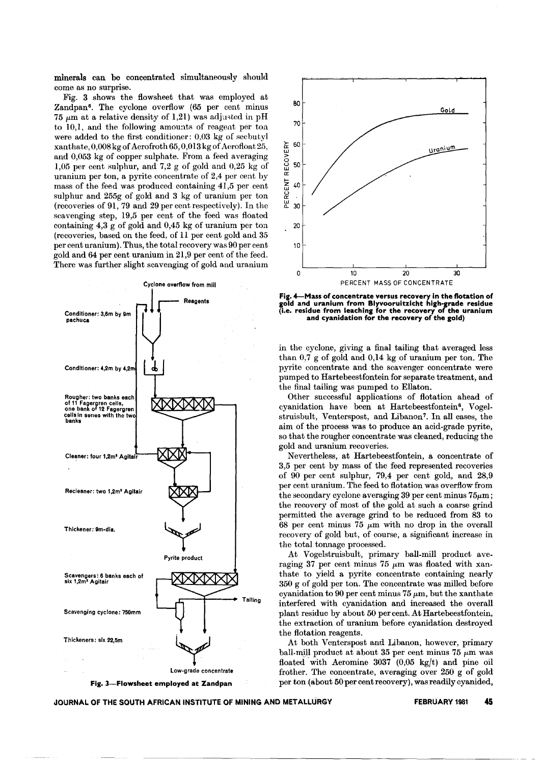minerals can be concentrated simultaneously should come as no surprise.

Fig. 3 shows the flowsheet that was employed at Zandpan[6]. The cyclone overflow (65 per cent minus 75 $\mu$m at a relative density of 1,21) was adjusted in pH to 10,1, and the following amounts of reagent per ton were added to the first conditioner: 0,03 kg of secbutyl xanthate, 0,008 kg of Aerofroth 65, 0,013 kg of Aerofloat 25, and 0,053 kg of copper sulphate. From a feed averaging 1,05 per cent sulphur, and 7,2 g of gold and 0,25 kg of uranium per ton, a pyrite concentrate of 2,4 per cent by mass of the feed was produced containing 41,5 per cent sulphur and 255g of gold and 3 kg of uranium per ton (recoveries of 91, 79 and 29 per cent respectively). In the scavenging step, 19,5 per cent of the feed was floated containing 4,3 g of gold and 0,45 kg of uranium per ton (recoveries, based on the feed, of 11 per cent gold and 35 per cent uranium). Thus, the total recovery was 90 per cent gold and 64 per cent uranium in 21,9 per cent of the feed. There was further slight scavenging of gold and uranium in the cyclone, giving a final tailing that averaged less than 0,7 g of gold and 0,14 kg of uranium per ton. The pyrite concentrate and the scavenger concentrate were pumped to Hartebeestfontein for separate treatment, and the final tailing was pumped to Ellaton.

Fig. 3—Flowsheet employed at Zandpan

Fig. 4—Mass of concentrate versus recovery in the flotation of gold and uranium from Blyvooruitzicht high-grade residue (i.e. residue from leaching for the recovery of the uranium and cyanidation for the recovery of the gold)

Other successful applications of flotation ahead of cyanidation have been at Hartebeestfontein[6], Vogelstruisbult, Venterspost, and Libanon[7]. In all cases, the aim of the process was to produce an acid-grade pyrite, so that the rougher concentrate was cleaned, reducing the gold and uranium recoveries.

Nevertheless, at Hartebeestfontein, a concentrate of 3,5 per cent by mass of the feed represented recoveries of 90 per cent sulphur, 79,4 per cent gold, and 28,9 per cent uranium. The feed to flotation was overflow from the secondary cyclone averaging 39 per cent minus 75$\mu$m; the recovery of most of the gold at such a coarse grind permitted the average grind to be reduced from 83 to 68 per cent minus 75 $\mu$m with no drop in the overall recovery of gold but, of course, a significant increase in the total tonnage processed.

At Vogelstruisbult, primary ball-mill product averaging 37 per cent minus 75 $\mu$m was floated with xanthate to yield a pyrite concentrate containing nearly 350 g of gold per ton. The concentrate was milled before cyanidation to 90 per cent minus 75 $\mu$m, but the xanthate interfered with cyanidation and increased the overall plant residue by about 50 per cent. At Hartebeestfontein, the extraction of uranium before cyanidation destroyed the flotation reagents.

At both Venterspost and Libanon, however, primary ball-mill product at about 35 per cent minus 75 $\mu$m was floated with Aeromine 3037 (0,05 kg/t) and pine oil frother. The concentrate, averaging over 250 g of gold per ton (about 50 per cent recovery), was readily cyanided,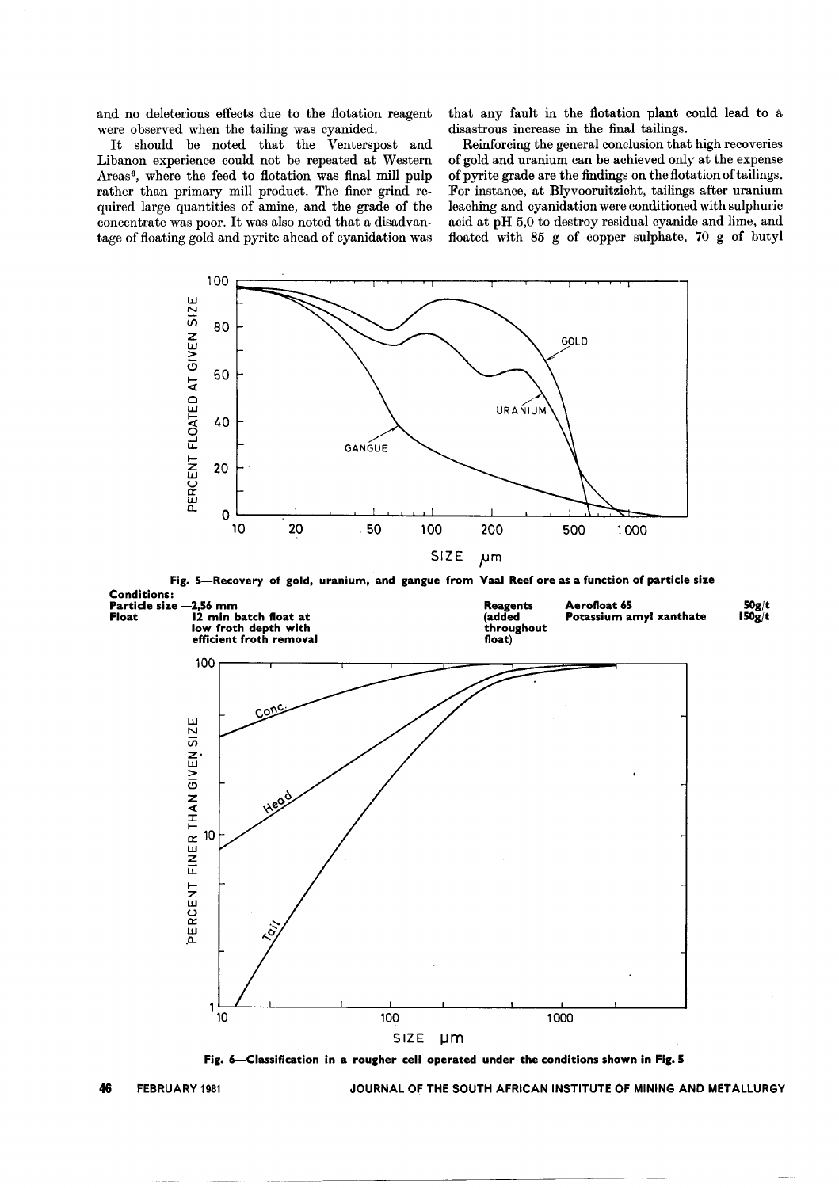and no deleterious effects due to the flotation reagent were observed when the tailing was cyanided.

It should be noted that the Venterspost and Libanon experience could not be repeated at Western Areas[6], where the feed to flotation was final mill pulp rather than primary mill product. The finer grind required large quantities of amine, and the grade of the concentrate was poor. It was also noted that a disadvantage of floating gold and pyrite ahead of cyanidation was that any fault in the flotation plant could lead to a disastrous increase in the final tailings.

Reinforcing the general conclusion that high recoveries of gold and uranium can be achieved only at the expense of pyrite grade are the findings on the flotation of tailings. For instance, at Blyvooruitzicht, tailings after uranium leaching and cyanidation were conditioned with sulphuric acid at pH 5,0 to destroy residual cyanide and lime, and floated with 85 g of copper sulphate, 70 g of butyl

**Fig. 5—Recovery of gold, uranium, and gangue from Vaal Reef ore as a function of particle size**

**Conditions:**

| | | | | |
|---|---|---|---|---|
| **Particle size** | **—2,56 mm** | **Reagents (added throughout float)** | **Aerofloat 65** | **50g/t** |
| **Float** | **12 min batch float at low froth depth with efficient froth removal** | | **Potassium amyl xanthate** | **150g/t** |

**Fig. 6—Classification in a rougher cell operated under the conditions shown in Fig. 5**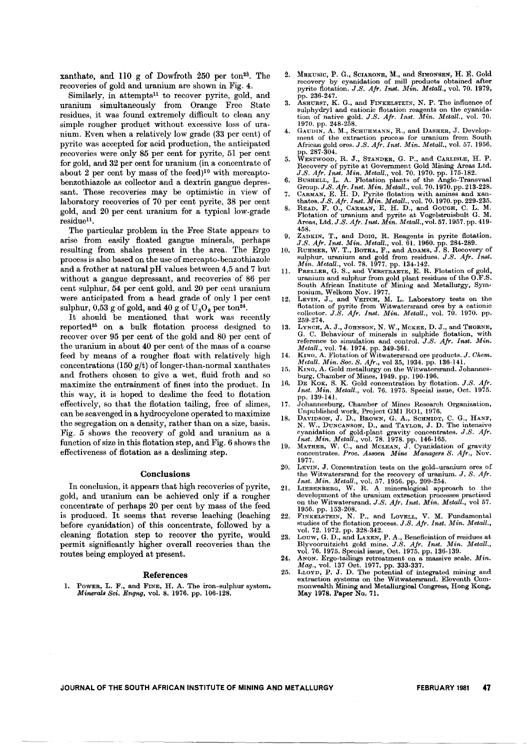xanthate, and 110 g of Dowfroth 250 per ton[23]. The recoveries of gold and uranium are shown in Fig. 4.

Similarly, in attempts[11] to recover pyrite, gold, and uranium simultaneously from Orange Free State residues, it was found extremely difficult to clean any simple rougher product without excessive loss of uranium. Even when a relatively low grade (33 per cent) of pyrite was accepted for acid production, the anticipated recoveries were only 85 per cent for pyrite, 51 per cent for gold, and 32 per cent for uranium (in a concentrate of about 2 per cent by mass of the feed)[10] with mercaptobenzothiazole as collector and a dextrin gangue depressant. These recoveries may be optimistic in view of laboratory recoveries of 70 per cent pyrite, 38 per cent gold, and 20 per cent uranium for a typical low-grade residue[11].

The particular problem in the Free State appears to arise from easily floated gangue minerals, perhaps resulting from shales present in the area. The Ergo process is also based on the use of mercapto-benzothiazole and a frother at natural pH values between 4,5 and 7 but without a gangue depressant, and recoveries of 86 per cent sulphur, 54 per cent gold, and 20 per cent uranium were anticipated from a head grade of only 1 per cent sulphur, 0,53 g of gold, and 40 g of $U_3O_8$ per ton[24].

It should be mentioned that work was recently reported[25] on a bulk flotation process designed to recover over 95 per cent of the gold and 80 per cent of the uranium in about 40 per cent of the mass of a coarse feed by means of a rougher float with relatively high concentrations (150 g/t) of longer-than-normal xanthates and frothers chosen to give a wet, fluid froth and so maximize the entrainment of fines into the product. In this way, it is hoped to deslime the feed to flotation effectively, so that the flotation tailing, free of slimes, can be scavenged in a hydrocyclone operated to maximize the segregation on a density, rather than on a size, basis. Fig. 5 shows the recovery of gold and uranium as a function of size in this flotation step, and Fig. 6 shows the effectiveness of flotation as a desliming step.

## Conclusions

In conclusion, it appears that high recoveries of pyrite, gold, and uranium can be achieved only if a rougher concentrate of perhaps 20 per cent by mass of the feed is produced. It seems that reverse leaching (leaching before cyanidation) of this concentrate, followed by a cleaning flotation step to recover the pyrite, would permit significantly higher overall recoveries than the routes being employed at present.

## References

1. Power, L. F., and Fine, H. A. The iron-sulphur system. *Minerals Sci. Engng*, vol. 8. 1976. pp. 106-128.
2. Mrkusic, P. G., Sciarone, M., and Simonsen, H. E. Gold recovery by cyanidation of mill products obtained after pyrite flotation. *J.S. Afr. Inst. Min. Metall.*, vol. 70. 1979, pp. 236-247.
3. Ashurst, K. G., and Finkelstein, N. P. The influence of sulphydryl and cationic flotation reagents on the cyanidation of native gold. *J.S. Afr. Inst. Min. Metall.*, vol. 70. 1970. pp. 248-258.
4. Gaudin, A. M., Schuhmann, R., and Dasher, J. Development of the extraction process for uranium from South African gold ores. *J.S. Afr. Inst. Min. Metall.*, vol. 57. 1956. pp. 287-304.
5. Westwood, R. J., Stander, G. P., and Carlisle, H. P. Recovery of pyrite at Government Gold Mining Areas Ltd. *J.S. Afr. Inst. Min. Metall.*, vol. 70. 1970. pp. 175-182.
6. Bushell, L. A. Flotation plants of the Anglo-Transvaal Group. *J.S. Afr. Inst. Min. Metall.*, vol. 70. 1970. pp. 213-228.
7. Carman, E. H. D. Pyrite flotation with amines and xanthates. *J.S. Afr. Inst. Min. Metall.*, vol. 70. 1970. pp. 229-235.
8. Read, F. O., Carman, E. H. D., and Gough, C. L. M. Flotation of uranium and pyrite at Vogelstruisbult G. M. Areas, Ltd. *J.S. Afr. Inst. Min. Metall.*, vol. 57. 1957. pp. 419-458.
9. Zadkin, T., and Doig, R. Reagents in pyrite flotation. *J.S. Afr. Inst. Min. Metall.*, vol. 61. 1960. pp. 284-289.
10. Ruhmer, W. T., Botha, F., and Adams, J. S. Recovery of sulphur, uranium and gold from residues. *J.S. Afr. Inst. Min. Metall.*, vol. 78. 1977. pp. 134-142.
11. Preller, G. S., and Verstraete, E. R. Flotation of gold, uranium and sulphur from gold plant residues of the O.F.S. South African Institute of Mining and Metallurgy, Symposium, Welkom Nov. 1977.
12. Levin, J., and Veitch, M. L. Laboratory tests on the flotation of pyrite from Witwatersrand ores by a cationic collector. *J.S. Afr. Inst. Min. Metall.*, vol. 70. 1970. pp. 259-274.
13. Lynch, A. J., Johnson, N. W., McKee, D. J., and Thorne, G. C. Behaviour of minerals in sulphide flotation, with reference to simulation and control. *J.S. Afr. Inst. Min. Metall.*, vol. 74. 1974. pp. 349-361.
14. King, A. Flotation of Witwatersrand ore products. *J. Chem. Metall. Min. Soc. S. Afr.*, vol 35, 1934. pp. 136-141.
15. King, A. Gold metallurgy on the Witwatersrand. Johannesburg, Chamber of Mines, 1949. pp. 190-196.
16. De Kok, S. K. Gold concentration by flotation. *J.S. Afr. Inst. Min. Metall.*, vol. 76. 1975. Special issue, Oct. 1975. pp. 139-141.
17. Johannesburg, Chamber of Mines Research Organization, Unpublished work, Project GM1 RO1, 1976.
18. Davidson, J. D., Brown, G. A., Schmidt, C. G., Hanf, N. W., Duncanson, D., and Taylor, J. D. The intensive cyanidation of gold-plant gravity concentrates. *J.S. Afr. Inst. Min. Metall.*, vol. 78. 1978. pp. 146-165.
19. Mather, W. C., and McLean, J. Cyanidation of gravity concentrates. *Proc. Assocn Mine Managers S. Afr.*, Nov. 1977.
20. Levin, J. Concentration tests on the gold-uranium ores of the Witwatersrand for the recovery of uranium. *J. S. Afr. Inst. Min. Metall.*, vol. 57. 1956. pp. 209-254.
21. Liebenberg, W. R. A mineralogical approach to the development of the uranium extraction processes practised on the Witwatersrand. *J.S. Afr. Inst. Min. Metall.*, vol 57. 1956. pp. 153-208.
22. Finkelstein, N. P., and Lovell, V. M. Fundamental studies of the flotation process. *J.S. Afr. Inst. Min. Metall.*, vol. 72. 1972. pp. 328-342.
23. Louw, G. D., and Laxen, P. A., Beneficiation of residues at Blyvooruitzicht gold mine. *J.S. Afr. Inst. Min. Metall.*, vol. 76. 1975. Special issue, Oct. 1975. pp. 136-139.
24. Anon. Ergo-tailings retreatment on a massive scale. *Min. Mag.*, vol. 137 Oct. 1977. pp. 333-337.
25. Lloyd, P. J. D. The potential of integrated mining and extraction systems on the Witwatersrand. Eleventh Commonwealth Mining and Metallurgical Congress, Hong Kong, May 1978. Paper No. 71.